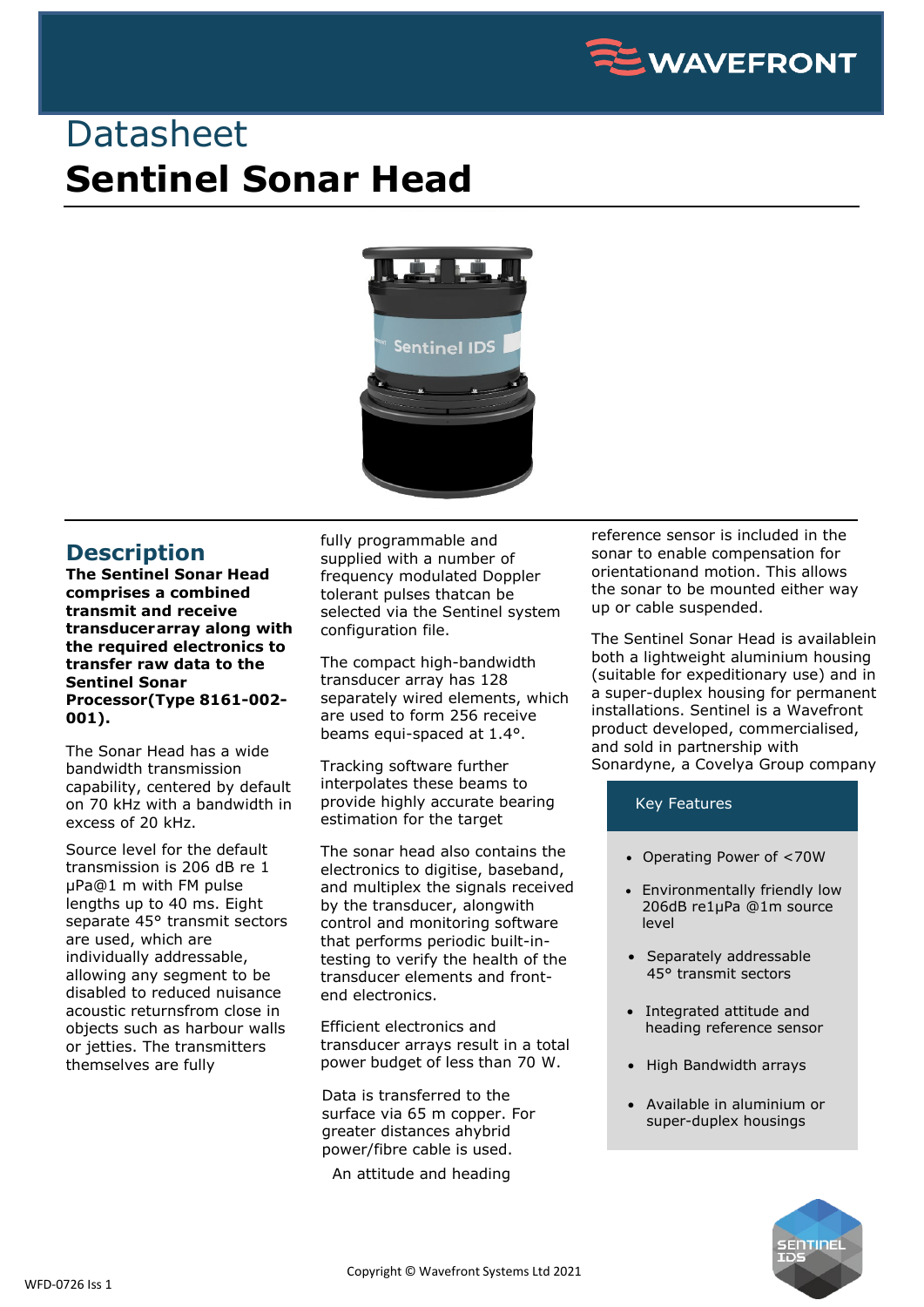# Datasheet

# Sentinel Sonar Head

## Description

**The Sentinel Sonar Head comprises a combined transmit and receive transducerarray along with the required electronics to transfer raw data to the Sentinel Sonar Processor(Type 8161-002-001).**

The Sonar Head has a wide bandwidth transmission capability, centered by default on 70 kHz with a bandwidth in excess of 20 kHz.

Source level for the default transmission is 206 dB re 1 µPa@1 m with FM pulse lengths up to 40 ms. Eight separate 45° transmit sectors are used, which are individually addressable, allowing any segment to be disabled to reduced nuisance acoustic returnsfrom close in objects such as harbour walls or jetties. The transmitters themselves are fully fully programmable and supplied with a number of frequency modulated Doppler tolerant pulses thatcan be selected via the Sentinel system configuration file.

The compact high-bandwidth transducer array has 128 separately wired elements, which are used to form 256 receive beams equi-spaced at 1.4°.

Tracking software further interpolates these beams to provide highly accurate bearing estimation for the target

The sonar head also contains the electronics to digitise, baseband, and multiplex the signals received by the transducer, alongwith control and monitoring software that performs periodic built-in-testing to verify the health of the transducer elements and front-end electronics.

Efficient electronics and transducer arrays result in a total power budget of less than 70 W.

Data is transferred to the surface via 65 m copper. For greater distances ahybrid power/fibre cable is used.

An attitude and heading reference sensor is included in the sonar to enable compensation for orientationand motion. This allows the sonar to be mounted either way up or cable suspended.

The Sentinel Sonar Head is availablein both a lightweight aluminium housing (suitable for expeditionary use) and in a super-duplex housing for permanent installations. Sentinel is a Wavefront product developed, commercialised, and sold in partnership with Sonardyne, a Covelya Group company

### Key Features

- Operating Power of <70W
- Environmentally friendly low 206dB re1µPa @1m source level
- Separately addressable 45° transmit sectors
- Integrated attitude and heading reference sensor
- High Bandwidth arrays
- Available in aluminium or super-duplex housings

Copyright © Wavefront Systems Ltd 2021

WFD-0726 Iss 1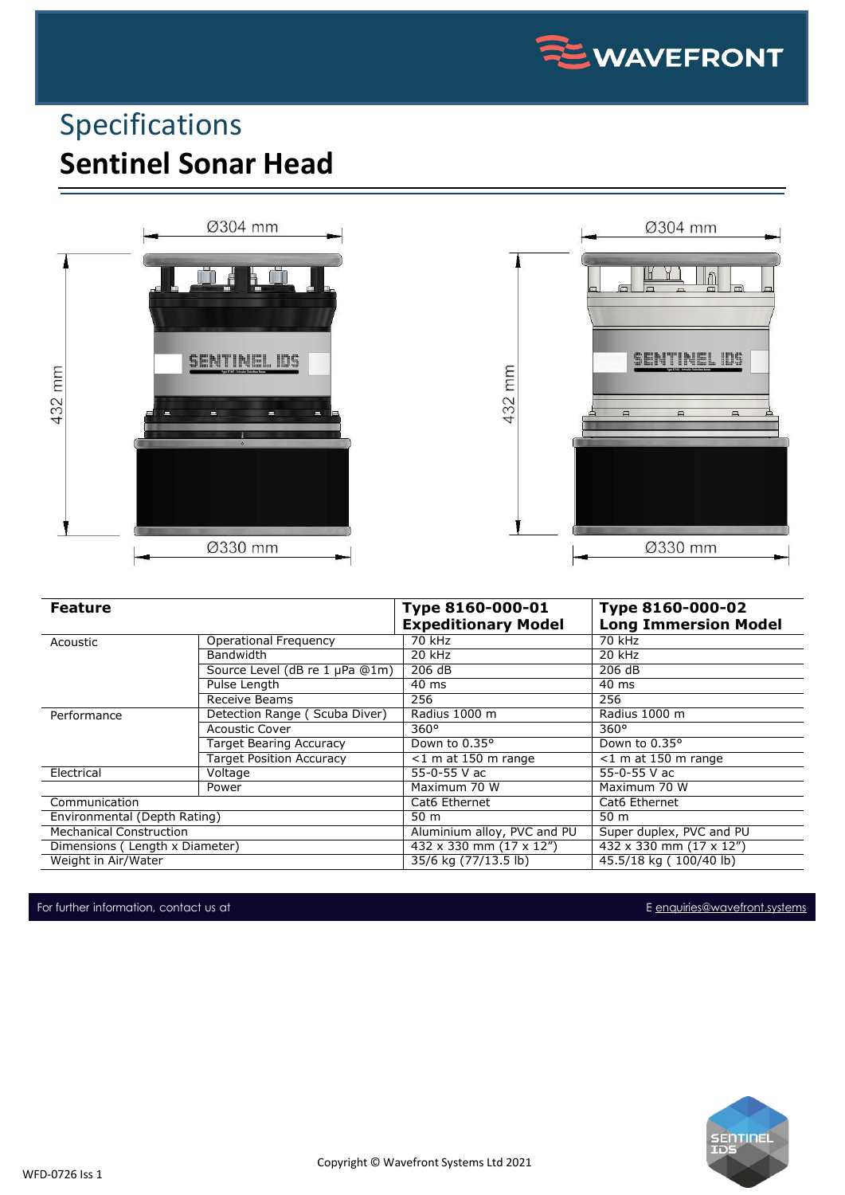# Specifications

## Sentinel Sonar Head

Ø304 mm

432 mm

Ø330 mm

Ø304 mm

432 mm

Ø330 mm

| Feature | | Type 8160-000-01 Expeditionary Model | Type 8160-000-02 Long Immersion Model |
|---|---|---|---|
| Acoustic | Operational Frequency | 70 kHz | 70 kHz |
| | Bandwidth | 20 kHz | 20 kHz |
| | Source Level (dB re 1 μPa @1m) | 206 dB | 206 dB |
| | Pulse Length | 40 ms | 40 ms |
| | Receive Beams | 256 | 256 |
| Performance | Detection Range ( Scuba Diver) | Radius 1000 m | Radius 1000 m |
| | Acoustic Cover | 360° | 360° |
| | Target Bearing Accuracy | Down to 0.35° | Down to 0.35° |
| | Target Position Accuracy | <1 m at 150 m range | <1 m at 150 m range |
| Electrical | Voltage | 55-0-55 V ac | 55-0-55 V ac |
| | Power | Maximum 70 W | Maximum 70 W |
| Communication | | Cat6 Ethernet | Cat6 Ethernet |
| Environmental (Depth Rating) | | 50 m | 50 m |
| Mechanical Construction | | Aluminium alloy, PVC and PU | Super duplex, PVC and PU |
| Dimensions ( Length x Diameter) | | 432 x 330 mm (17 x 12”) | 432 x 330 mm (17 x 12”) |
| Weight in Air/Water | | 35/6 kg (77/13.5 lb) | 45.5/18 kg ( 100/40 lb) |

For further information, contact us at E enquiries@wavefront.systems

Copyright © Wavefront Systems Ltd 2021

WFD-0726 Iss 1